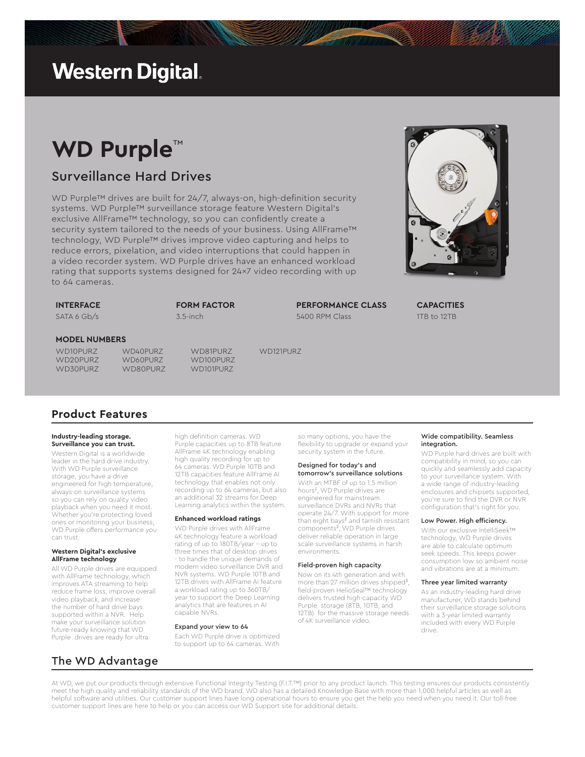Western Digital.

# WD Purple™

## Surveillance Hard Drives

WD Purple™ drives are built for 24/7, always-on, high-definition security systems. WD Purple™ surveillance storage feature Western Digital's exclusive AllFrame™ technology, so you can confidently create a security system tailored to the needs of your business. Using AllFrame™ technology, WD Purple™ drives improve video capturing and helps to reduce errors, pixelation, and video interruptions that could happen in a video recorder system. WD Purple drives have an enhanced workload rating that supports systems designed for 24×7 video recording with up to 64 cameras.

| INTERFACE | FORM FACTOR | PERFORMANCE CLASS | CAPACITIES |
|---|---|---|---|
| SATA 6 Gb/s | 3.5-inch | 5400 RPM Class | 1TB to 12TB |

**MODEL NUMBERS**

| | | | |
|---|---|---|---|
| WD10PURZ | WD40PURZ | WD81PURZ | WD121PURZ |
| WD20PURZ | WD60PURZ | WD100PURZ | |
| WD30PURZ | WD80PURZ | WD101PURZ | |

## Product Features

**Industry-leading storage. Surveillance you can trust.**

Western Digital is a worldwide leader in the hard drive industry. With WD Purple surveillance storage, you have a drive engineered for high temperature, always-on surveillance systems so you can rely on quality video playback when you need it most. Whether you're protecting loved ones or monitoring your business, WD Purple offers performance you can trust.

**Western Digital's exclusive AllFrame technology**

All WD Purple drives are equipped with AllFrame technology, which improves ATA streaming to help reduce frame loss, improve overall video playback, and increase the number of hard drive bays supported within a NVR. Help make your surveillance solution future-ready knowing that WD Purple drives are ready for ultra high definition cameras. WD Purple capacities up to 8TB feature AllFrame 4K technology enabling high quality recording for up to 64 cameras. WD Purple 10TB and 12TB capacities feature AllFrame AI technology that enables not only recording up to 64 cameras, but also an additional 32 streams for Deep Learning analytics within the system.

**Enhanced workload ratings**

WD Purple drives with AllFrame 4K technology feature a workload rating of up to 180TB/year – up to three times that of desktop drives - to handle the unique demands of modern video surveillance DVR and NVR systems. WD Purple 10TB and 12TB drives with AllFrame AI feature a workload rating up to 360TB/year to support the Deep Learning analytics that are features in AI capable NVRs.

**Expand your view to 64**

Each WD Purple drive is optimized to support up to 64 cameras. With so many options, you have the flexibility to upgrade or expand your security system in the future.

**Designed for today's and tomorrow's surveillance solutions**

With an MTBF of up to 1.5 million hours[1], WD Purple drives are engineered for mainstream surveillance DVRs and NVRs that operate 24/7. With support for more than eight bays[2] and tarnish resistant components[2], WD Purple drives deliver reliable operation in large scale surveillance systems in harsh environments.

**Field-proven high capacity**

Now on its 4th generation and with more than 27 million drives shipped[3], field-proven HelioSeal™ technology delivers trusted high-capacity WD Purple storage (8TB, 10TB, and 12TB) for the massive storage needs of 4K surveillance video.

**Wide compatibility. Seamless integration.**

WD Purple hard drives are built with compatibility in mind, so you can quickly and seamlessly add capacity to your surveillance system. With a wide range of industry-leading enclosures and chipsets supported, you're sure to find the DVR or NVR configuration that's right for you.

**Low Power. High efficiency.**

With our exclusive IntelliSeek™ technology, WD Purple drives are able to calculate optimum seek speeds. This keeps power consumption low so ambient noise and vibrations are at a minimum.

**Three year limited warranty**

As an industry-leading hard drive manufacturer, WD stands behind their surveillance storage solutions with a 3-year limited warranty included with every WD Purple drive.

## The WD Advantage

At WD, we put our products through extensive Functional Integrity Testing (F.I.T.™) prior to any product launch. This testing ensures our products consistently meet the high quality and reliability standards of the WD brand. WD also has a detailed Knowledge Base with more than 1,000 helpful articles as well as helpful software and utilities. Our customer support lines have long operational hours to ensure you get the help you need when you need it. Our toll-free customer support lines are here to help or you can access our WD Support site for additional details.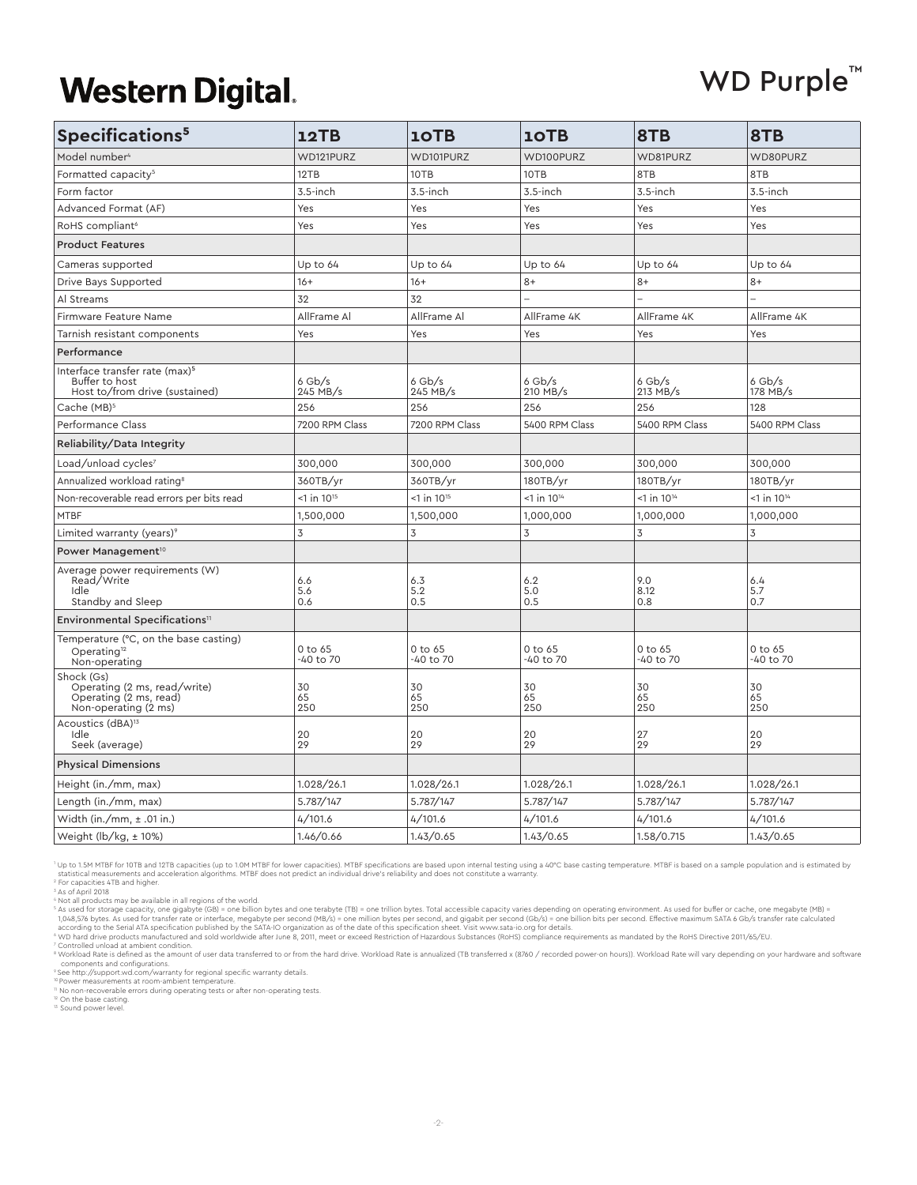# Western Digital.

## WD Purple™

| Specifications[5] | 12TB | 10TB | 10TB | 8TB | 8TB |
|---|---|---|---|---|---|
| Model number[4] | WD121PURZ | WD101PURZ | WD100PURZ | WD81PURZ | WD80PURZ |
| Formatted capacity[5] | 12TB | 10TB | 10TB | 8TB | 8TB |
| Form factor | 3.5-inch | 3.5-inch | 3.5-inch | 3.5-inch | 3.5-inch |
| Advanced Format (AF) | Yes | Yes | Yes | Yes | Yes |
| RoHS compliant[6] | Yes | Yes | Yes | Yes | Yes |
| **Product Features** | | | | | |
| Cameras supported | Up to 64 | Up to 64 | Up to 64 | Up to 64 | Up to 64 |
| Drive Bays Supported | 16+ | 16+ | 8+ | 8+ | 8+ |
| AI Streams | 32 | 32 | – | – | – |
| Firmware Feature Name | AllFrame AI | AllFrame AI | AllFrame 4K | AllFrame 4K | AllFrame 4K |
| Tarnish resistant components | Yes | Yes | Yes | Yes | Yes |
| **Performance** | | | | | |
| Interface transfer rate (max)[5]<br>Buffer to host<br>Host to/from drive (sustained) | <br>6 Gb/s<br>245 MB/s | <br>6 Gb/s<br>245 MB/s | <br>6 Gb/s<br>210 MB/s | <br>6 Gb/s<br>213 MB/s | <br>6 Gb/s<br>178 MB/s |
| Cache (MB)[5] | 256 | 256 | 256 | 256 | 128 |
| Performance Class | 7200 RPM Class | 7200 RPM Class | 5400 RPM Class | 5400 RPM Class | 5400 RPM Class |
| **Reliability/Data Integrity** | | | | | |
| Load/unload cycles[7] | 300,000 | 300,000 | 300,000 | 300,000 | 300,000 |
| Annualized workload rating[8] | 360TB/yr | 360TB/yr | 180TB/yr | 180TB/yr | 180TB/yr |
| Non-recoverable read errors per bits read | <1 in $10^{15}$ | <1 in $10^{15}$ | <1 in $10^{14}$ | <1 in $10^{14}$ | <1 in $10^{14}$ |
| MTBF | 1,500,000 | 1,500,000 | 1,000,000 | 1,000,000 | 1,000,000 |
| Limited warranty (years)[9] | 3 | 3 | 3 | 3 | 3 |
| **Power Management**[10] | | | | | |
| Average power requirements (W)<br>Read/Write<br>Idle<br>Standby and Sleep | <br>6.6<br>5.6<br>0.6 | <br>6.3<br>5.2<br>0.5 | <br>6.2<br>5.0<br>0.5 | <br>9.0<br>8.12<br>0.8 | <br>6.4<br>5.7<br>0.7 |
| **Environmental Specifications**[11] | | | | | |
| Temperature (°C, on the base casting)<br>Operating[12]<br>Non-operating | <br>0 to 65<br>-40 to 70 | <br>0 to 65<br>-40 to 70 | <br>0 to 65<br>-40 to 70 | <br>0 to 65<br>-40 to 70 | <br>0 to 65<br>-40 to 70 |
| Shock (Gs)<br>Operating (2 ms, read/write)<br>Operating (2 ms, read)<br>Non-operating (2 ms) | <br>30<br>65<br>250 | <br>30<br>65<br>250 | <br>30<br>65<br>250 | <br>30<br>65<br>250 | <br>30<br>65<br>250 |
| Acoustics (dBA)[13]<br>Idle<br>Seek (average) | <br>20<br>29 | <br>20<br>29 | <br>20<br>29 | <br>27<br>29 | <br>20<br>29 |
| **Physical Dimensions** | | | | | |
| Height (in./mm, max) | 1.028/26.1 | 1.028/26.1 | 1.028/26.1 | 1.028/26.1 | 1.028/26.1 |
| Length (in./mm, max) | 5.787/147 | 5.787/147 | 5.787/147 | 5.787/147 | 5.787/147 |
| Width (in./mm, ± .01 in.) | 4/101.6 | 4/101.6 | 4/101.6 | 4/101.6 | 4/101.6 |
| Weight (lb/kg, ± 10%) | 1.46/0.66 | 1.43/0.65 | 1.43/0.65 | 1.58/0.715 | 1.43/0.65 |

[1] Up to 1.5M MTBF for 10TB and 12TB capacities (up to 1.0M MTBF for lower capacities). MTBF specifications are based upon internal testing using a 40°C base casting temperature. MTBF is based on a sample population and is estimated by statistical measurements and acceleration algorithms. MTBF does not predict an individual drive's reliability and does not constitute a warranty.
[2] For capacities 4TB and higher.
[3] As of April 2018
[4] Not all products may be available in all regions of the world.
[5] As used for storage capacity, one gigabyte (GB) = one billion bytes and one terabyte (TB) = one trillion bytes. Total accessible capacity varies depending on operating environment. As used for buffer or cache, one megabyte (MB) = 1,048,576 bytes. As used for transfer rate or interface, megabyte per second (MB/s) = one million bytes per second, and gigabit per second (Gb/s) = one billion bits per second. Effective maximum SATA 6 Gb/s transfer rate calculated according to the Serial ATA specification published by the SATA-IO organization as of the date of this specification sheet. Visit www.sata-io.org for details.
[6] WD hard drive products manufactured and sold worldwide after June 8, 2011, meet or exceed Restriction of Hazardous Substances (RoHS) compliance requirements as mandated by the RoHS Directive 2011/65/EU.
[7] Controlled unload at ambient condition.
[8] Workload Rate is defined as the amount of user data transferred to or from the hard drive. Workload Rate is annualized (TB transferred x (8760 / recorded power-on hours)). Workload Rate will vary depending on your hardware and software components and configurations.
[9] See http://support.wd.com/warranty for regional specific warranty details.
[10] Power measurements at room-ambient temperature.
[11] No non-recoverable errors during operating tests or after non-operating tests.
[12] On the base casting.
[13] Sound power level.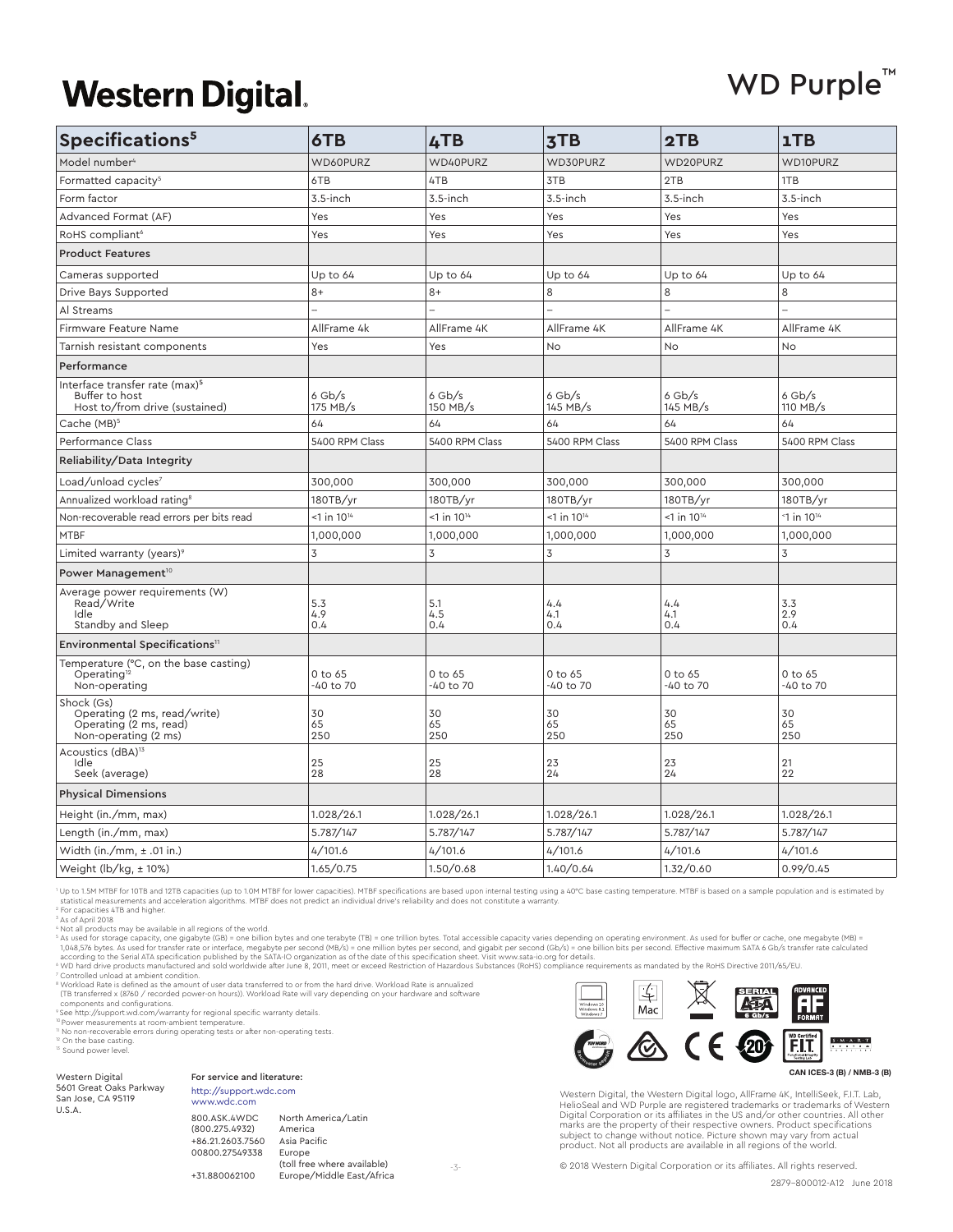# Western Digital.

# WD Purple™

| Specifications[5] | 6TB | 4TB | 3TB | 2TB | 1TB |
|---|---|---|---|---|---|
| Model number[4] | WD60PURZ | WD40PURZ | WD30PURZ | WD20PURZ | WD10PURZ |
| Formatted capacity[5] | 6TB | 4TB | 3TB | 2TB | 1TB |
| Form factor | 3.5-inch | 3.5-inch | 3.5-inch | 3.5-inch | 3.5-inch |
| Advanced Format (AF) | Yes | Yes | Yes | Yes | Yes |
| RoHS compliant[6] | Yes | Yes | Yes | Yes | Yes |
| **Product Features** | | | | | |
| Cameras supported | Up to 64 | Up to 64 | Up to 64 | Up to 64 | Up to 64 |
| Drive Bays Supported | 8+ | 8+ | 8 | 8 | 8 |
| AI Streams | – | – | – | – | – |
| Firmware Feature Name | AllFrame 4k | AllFrame 4K | AllFrame 4K | AllFrame 4K | AllFrame 4K |
| Tarnish resistant components | Yes | Yes | No | No | No |
| **Performance** | | | | | |
| Interface transfer rate (max)[5] Buffer to host / Host to/from drive (sustained) | 6 Gb/s / 175 MB/s | 6 Gb/s / 150 MB/s | 6 Gb/s / 145 MB/s | 6 Gb/s / 145 MB/s | 6 Gb/s / 110 MB/s |
| Cache (MB)[5] | 64 | 64 | 64 | 64 | 64 |
| Performance Class | 5400 RPM Class | 5400 RPM Class | 5400 RPM Class | 5400 RPM Class | 5400 RPM Class |
| **Reliability/Data Integrity** | | | | | |
| Load/unload cycles[7] | 300,000 | 300,000 | 300,000 | 300,000 | 300,000 |
| Annualized workload rating[8] | 180TB/yr | 180TB/yr | 180TB/yr | 180TB/yr | 180TB/yr |
| Non-recoverable read errors per bits read | <1 in $10^{14}$ | <1 in $10^{14}$ | <1 in $10^{14}$ | <1 in $10^{14}$ | <1 in $10^{14}$ |
| MTBF | 1,000,000 | 1,000,000 | 1,000,000 | 1,000,000 | 1,000,000 |
| Limited warranty (years)[9] | 3 | 3 | 3 | 3 | 3 |
| **Power Management[10]** | | | | | |
| Average power requirements (W) Read/Write / Idle / Standby and Sleep | 5.3 / 4.9 / 0.4 | 5.1 / 4.5 / 0.4 | 4.4 / 4.1 / 0.4 | 4.4 / 4.1 / 0.4 | 3.3 / 2.9 / 0.4 |
| **Environmental Specifications[11]** | | | | | |
| Temperature (°C, on the base casting) Operating[12] / Non-operating | 0 to 65 / -40 to 70 | 0 to 65 / -40 to 70 | 0 to 65 / -40 to 70 | 0 to 65 / -40 to 70 | 0 to 65 / -40 to 70 |
| Shock (Gs) Operating (2 ms, read/write) / Operating (2 ms, read) / Non-operating (2 ms) | 30 / 65 / 250 | 30 / 65 / 250 | 30 / 65 / 250 | 30 / 65 / 250 | 30 / 65 / 250 |
| Acoustics (dBA)[13] Idle / Seek (average) | 25 / 28 | 25 / 28 | 23 / 24 | 23 / 24 | 21 / 22 |
| **Physical Dimensions** | | | | | |
| Height (in./mm, max) | 1.028/26.1 | 1.028/26.1 | 1.028/26.1 | 1.028/26.1 | 1.028/26.1 |
| Length (in./mm, max) | 5.787/147 | 5.787/147 | 5.787/147 | 5.787/147 | 5.787/147 |
| Width (in./mm, ± .01 in.) | 4/101.6 | 4/101.6 | 4/101.6 | 4/101.6 | 4/101.6 |
| Weight (lb/kg, ± 10%) | 1.65/0.75 | 1.50/0.68 | 1.40/0.64 | 1.32/0.60 | 0.99/0.45 |

[1] Up to 1.5M MTBF for 10TB and 12TB capacities (up to 1.0M MTBF for lower capacities). MTBF specifications are based upon internal testing using a 40°C base casting temperature. MTBF is based on a sample population and is estimated by statistical measurements and acceleration algorithms. MTBF does not predict an individual drive's reliability and does not constitute a warranty.
[2] For capacities 4TB and higher.
[3] As of April 2018
[4] Not all products may be available in all regions of the world.
[5] As used for storage capacity, one gigabyte (GB) = one billion bytes and one terabyte (TB) = one trillion bytes. Total accessible capacity varies depending on operating environment. As used for buffer or cache, one megabyte (MB) = 1,048,576 bytes. As used for transfer rate or interface, megabyte per second (MB/s) = one million bytes per second, and gigabit per second (Gb/s) = one billion bits per second. Effective maximum SATA 6 Gb/s transfer rate calculated according to the Serial ATA specification published by the SATA-IO organization as of the date of this specification sheet. Visit www.sata-io.org for details.
[6] WD hard drive products manufactured and sold worldwide after June 8, 2011, meet or exceed Restriction of Hazardous Substances (RoHS) compliance requirements as mandated by the RoHS Directive 2011/65/EU.
[7] Controlled unload at ambient condition.
[8] Workload Rate is defined as the amount of user data transferred to or from the hard drive. Workload Rate is annualized (TB transferred x (8760 / recorded power-on hours)). Workload Rate will vary depending on your hardware and software components and configurations.
[9] See http://support.wd.com/warranty for regional specific warranty details.
[10] Power measurements at room-ambient temperature.
[11] No non-recoverable errors during operating tests or after non-operating tests.
[12] On the base casting.
[13] Sound power level.

CAN ICES-3 (B) / NMB-3 (B)

Western Digital
5601 Great Oaks Parkway
San Jose, CA 95119
U.S.A.

**For service and literature:**
http://support.wdc.com
www.wdc.com

| | |
|---|---|
| 800.ASK.4WDC (800.275.4932) | North America/Latin America |
| +86.21.2603.7560 | Asia Pacific |
| 00800.27549338 | Europe (toll free where available) |
| +31.880062100 | Europe/Middle East/Africa |

Western Digital, the Western Digital logo, AllFrame 4K, IntelliSeek, F.I.T. Lab, HelioSeal and WD Purple are registered trademarks or trademarks of Western Digital Corporation or its affiliates in the US and/or other countries. All other marks are the property of their respective owners. Product specifications subject to change without notice. Picture shown may vary from actual product. Not all products are available in all regions of the world.

© 2018 Western Digital Corporation or its affiliates. All rights reserved.

2879-800012-A12 June 2018